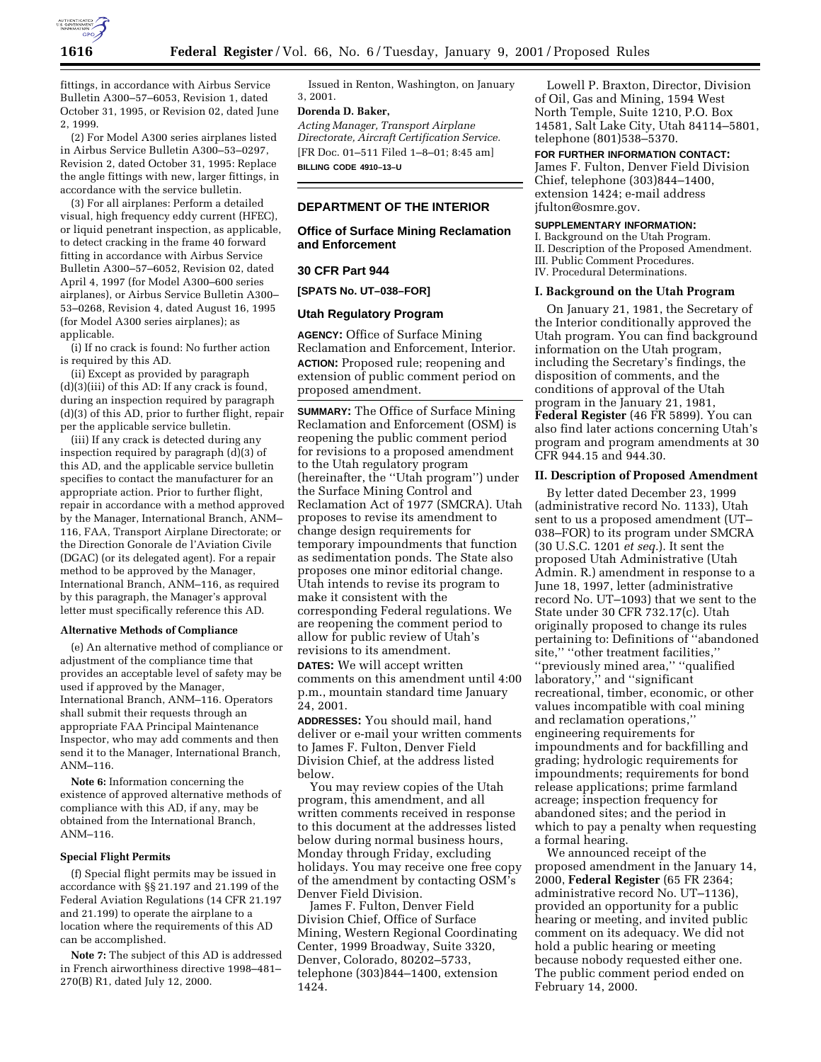fittings, in accordance with Airbus Service Bulletin A300–57–6053, Revision 1, dated October 31, 1995, or Revision 02, dated June 2, 1999.

(2) For Model A300 series airplanes listed in Airbus Service Bulletin A300–53–0297, Revision 2, dated October 31, 1995: Replace the angle fittings with new, larger fittings, in accordance with the service bulletin.

(3) For all airplanes: Perform a detailed visual, high frequency eddy current (HFEC), or liquid penetrant inspection, as applicable, to detect cracking in the frame 40 forward fitting in accordance with Airbus Service Bulletin A300–57–6052, Revision 02, dated April 4, 1997 (for Model A300–600 series airplanes), or Airbus Service Bulletin A300–53–0268, Revision 4, dated August 16, 1995 (for Model A300 series airplanes); as applicable.

(i) If no crack is found: No further action is required by this AD.

(ii) Except as provided by paragraph (d)(3)(iii) of this AD: If any crack is found, during an inspection required by paragraph (d)(3) of this AD, prior to further flight, repair per the applicable service bulletin.

(iii) If any crack is detected during any inspection required by paragraph (d)(3) of this AD, and the applicable service bulletin specifies to contact the manufacturer for an appropriate action. Prior to further flight, repair in accordance with a method approved by the Manager, International Branch, ANM–116, FAA, Transport Airplane Directorate; or the Direction Gonorale de l'Aviation Civile (DGAC) (or its delegated agent). For a repair method to be approved by the Manager, International Branch, ANM–116, as required by this paragraph, the Manager's approval letter must specifically reference this AD.

#### Alternative Methods of Compliance

(e) An alternative method of compliance or adjustment of the compliance time that provides an acceptable level of safety may be used if approved by the Manager, International Branch, ANM–116. Operators shall submit their requests through an appropriate FAA Principal Maintenance Inspector, who may add comments and then send it to the Manager, International Branch, ANM–116.

**Note 6:** Information concerning the existence of approved alternative methods of compliance with this AD, if any, may be obtained from the International Branch, ANM–116.

#### Special Flight Permits

(f) Special flight permits may be issued in accordance with §§ 21.197 and 21.199 of the Federal Aviation Regulations (14 CFR 21.197 and 21.199) to operate the airplane to a location where the requirements of this AD can be accomplished.

**Note 7:** The subject of this AD is addressed in French airworthiness directive 1998–481–270(B) R1, dated July 12, 2000.

Issued in Renton, Washington, on January 3, 2001.

**Dorenda D. Baker,**

*Acting Manager, Transport Airplane Directorate, Aircraft Certification Service.*

[FR Doc. 01–511 Filed 1–8–01; 8:45 am]

**BILLING CODE 4910–13–U**

---

## DEPARTMENT OF THE INTERIOR

### Office of Surface Mining Reclamation and Enforcement

### 30 CFR Part 944

**[SPATS No. UT–038–FOR]**

### Utah Regulatory Program

**AGENCY:** Office of Surface Mining Reclamation and Enforcement, Interior.

**ACTION:** Proposed rule; reopening and extension of public comment period on proposed amendment.

**SUMMARY:** The Office of Surface Mining Reclamation and Enforcement (OSM) is reopening the public comment period for revisions to a proposed amendment to the Utah regulatory program (hereinafter, the ''Utah program'') under the Surface Mining Control and Reclamation Act of 1977 (SMCRA). Utah proposes to revise its amendment to change design requirements for temporary impoundments that function as sedimentation ponds. The State also proposes one minor editorial change. Utah intends to revise its program to make it consistent with the corresponding Federal regulations. We are reopening the comment period to allow for public review of Utah's revisions to its amendment.

**DATES:** We will accept written comments on this amendment until 4:00 p.m., mountain standard time January 24, 2001.

**ADDRESSES:** You should mail, hand deliver or e-mail your written comments to James F. Fulton, Denver Field Division Chief, at the address listed below.

You may review copies of the Utah program, this amendment, and all written comments received in response to this document at the addresses listed below during normal business hours, Monday through Friday, excluding holidays. You may receive one free copy of the amendment by contacting OSM's Denver Field Division.

James F. Fulton, Denver Field Division Chief, Office of Surface Mining, Western Regional Coordinating Center, 1999 Broadway, Suite 3320, Denver, Colorado, 80202–5733, telephone (303)844–1400, extension 1424.

Lowell P. Braxton, Director, Division of Oil, Gas and Mining, 1594 West North Temple, Suite 1210, P.O. Box 14581, Salt Lake City, Utah 84114–5801, telephone (801)538–5370.

**FOR FURTHER INFORMATION CONTACT:** James F. Fulton, Denver Field Division Chief, telephone (303)844–1400, extension 1424; e-mail address jfulton@osmre.gov.

**SUPPLEMENTARY INFORMATION:**

I. Background on the Utah Program.
II. Description of the Proposed Amendment.
III. Public Comment Procedures.
IV. Procedural Determinations.

#### I. Background on the Utah Program

On January 21, 1981, the Secretary of the Interior conditionally approved the Utah program. You can find background information on the Utah program, including the Secretary's findings, the disposition of comments, and the conditions of approval of the Utah program in the January 21, 1981, **Federal Register** (46 FR 5899). You can also find later actions concerning Utah's program and program amendments at 30 CFR 944.15 and 944.30.

#### II. Description of Proposed Amendment

By letter dated December 23, 1999 (administrative record No. 1133), Utah sent to us a proposed amendment (UT–038–FOR) to its program under SMCRA (30 U.S.C. 1201 *et seq.*). It sent the proposed Utah Administrative (Utah Admin. R.) amendment in response to a June 18, 1997, letter (administrative record No. UT–1093) that we sent to the State under 30 CFR 732.17(c). Utah originally proposed to change its rules pertaining to: Definitions of ''abandoned site,'' ''other treatment facilities,'' ''previously mined area,'' ''qualified laboratory,'' and ''significant recreational, timber, economic, or other values incompatible with coal mining and reclamation operations,'' engineering requirements for impoundments and for backfilling and grading; hydrologic requirements for impoundments; requirements for bond release applications; prime farmland acreage; inspection frequency for abandoned sites; and the period in which to pay a penalty when requesting a formal hearing.

We announced receipt of the proposed amendment in the January 14, 2000, **Federal Register** (65 FR 2364; administrative record No. UT–1136), provided an opportunity for a public hearing or meeting, and invited public comment on its adequacy. We did not hold a public hearing or meeting because nobody requested either one. The public comment period ended on February 14, 2000.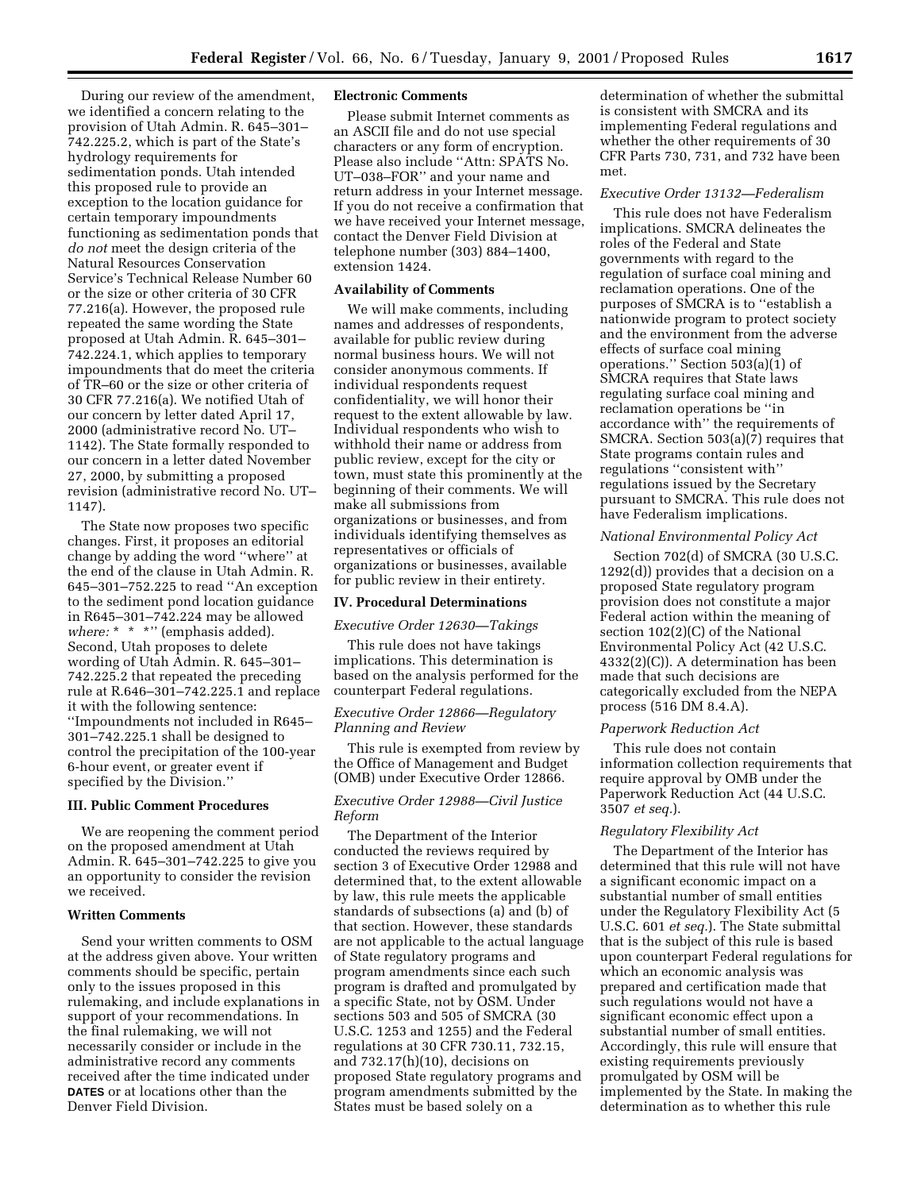During our review of the amendment, we identified a concern relating to the provision of Utah Admin. R. 645–301–742.225.2, which is part of the State's hydrology requirements for sedimentation ponds. Utah intended this proposed rule to provide an exception to the location guidance for certain temporary impoundments functioning as sedimentation ponds that *do not* meet the design criteria of the Natural Resources Conservation Service's Technical Release Number 60 or the size or other criteria of 30 CFR 77.216(a). However, the proposed rule repeated the same wording the State proposed at Utah Admin. R. 645–301–742.224.1, which applies to temporary impoundments that do meet the criteria of TR–60 or the size or other criteria of 30 CFR 77.216(a). We notified Utah of our concern by letter dated April 17, 2000 (administrative record No. UT–1142). The State formally responded to our concern in a letter dated November 27, 2000, by submitting a proposed revision (administrative record No. UT–1147).

The State now proposes two specific changes. First, it proposes an editorial change by adding the word "where" at the end of the clause in Utah Admin. R. 645–301–752.225 to read "An exception to the sediment pond location guidance in R645–301–742.224 may be allowed *where:* * * *" (emphasis added). Second, Utah proposes to delete wording of Utah Admin. R. 645–301–742.225.2 that repeated the preceding rule at R.646–301–742.225.1 and replace it with the following sentence: "Impoundments not included in R645–301–742.225.1 shall be designed to control the precipitation of the 100-year 6-hour event, or greater event if specified by the Division."

## III. Public Comment Procedures

We are reopening the comment period on the proposed amendment at Utah Admin. R. 645–301–742.225 to give you an opportunity to consider the revision we received.

### Written Comments

Send your written comments to OSM at the address given above. Your written comments should be specific, pertain only to the issues proposed in this rulemaking, and include explanations in support of your recommendations. In the final rulemaking, we will not necessarily consider or include in the administrative record any comments received after the time indicated under **DATES** or at locations other than the Denver Field Division.

### Electronic Comments

Please submit Internet comments as an ASCII file and do not use special characters or any form of encryption. Please also include "Attn: SPATS No. UT–038–FOR" and your name and return address in your Internet message. If you do not receive a confirmation that we have received your Internet message, contact the Denver Field Division at telephone number (303) 884–1400, extension 1424.

### Availability of Comments

We will make comments, including names and addresses of respondents, available for public review during normal business hours. We will not consider anonymous comments. If individual respondents request confidentiality, we will honor their request to the extent allowable by law. Individual respondents who wish to withhold their name or address from public review, except for the city or town, must state this prominently at the beginning of their comments. We will make all submissions from organizations or businesses, and from individuals identifying themselves as representatives or officials of organizations or businesses, available for public review in their entirety.

## IV. Procedural Determinations

*Executive Order 12630—Takings*

This rule does not have takings implications. This determination is based on the analysis performed for the counterpart Federal regulations.

*Executive Order 12866—Regulatory Planning and Review*

This rule is exempted from review by the Office of Management and Budget (OMB) under Executive Order 12866.

*Executive Order 12988—Civil Justice Reform*

The Department of the Interior conducted the reviews required by section 3 of Executive Order 12988 and determined that, to the extent allowable by law, this rule meets the applicable standards of subsections (a) and (b) of that section. However, these standards are not applicable to the actual language of State regulatory programs and program amendments since each such program is drafted and promulgated by a specific State, not by OSM. Under sections 503 and 505 of SMCRA (30 U.S.C. 1253 and 1255) and the Federal regulations at 30 CFR 730.11, 732.15, and 732.17(h)(10), decisions on proposed State regulatory programs and program amendments submitted by the States must be based solely on a determination of whether the submittal is consistent with SMCRA and its implementing Federal regulations and whether the other requirements of 30 CFR Parts 730, 731, and 732 have been met.

*Executive Order 13132—Federalism*

This rule does not have Federalism implications. SMCRA delineates the roles of the Federal and State governments with regard to the regulation of surface coal mining and reclamation operations. One of the purposes of SMCRA is to "establish a nationwide program to protect society and the environment from the adverse effects of surface coal mining operations." Section 503(a)(1) of SMCRA requires that State laws regulating surface coal mining and reclamation operations be "in accordance with" the requirements of SMCRA. Section 503(a)(7) requires that State programs contain rules and regulations "consistent with" regulations issued by the Secretary pursuant to SMCRA. This rule does not have Federalism implications.

*National Environmental Policy Act*

Section 702(d) of SMCRA (30 U.S.C. 1292(d)) provides that a decision on a proposed State regulatory program provision does not constitute a major Federal action within the meaning of section 102(2)(C) of the National Environmental Policy Act (42 U.S.C. 4332(2)(C)). A determination has been made that such decisions are categorically excluded from the NEPA process (516 DM 8.4.A).

*Paperwork Reduction Act*

This rule does not contain information collection requirements that require approval by OMB under the Paperwork Reduction Act (44 U.S.C. 3507 *et seq.*).

*Regulatory Flexibility Act*

The Department of the Interior has determined that this rule will not have a significant economic impact on a substantial number of small entities under the Regulatory Flexibility Act (5 U.S.C. 601 *et seq.*). The State submittal that is the subject of this rule is based upon counterpart Federal regulations for which an economic analysis was prepared and certification made that such regulations would not have a significant economic effect upon a substantial number of small entities. Accordingly, this rule will ensure that existing requirements previously promulgated by OSM will be implemented by the State. In making the determination as to whether this rule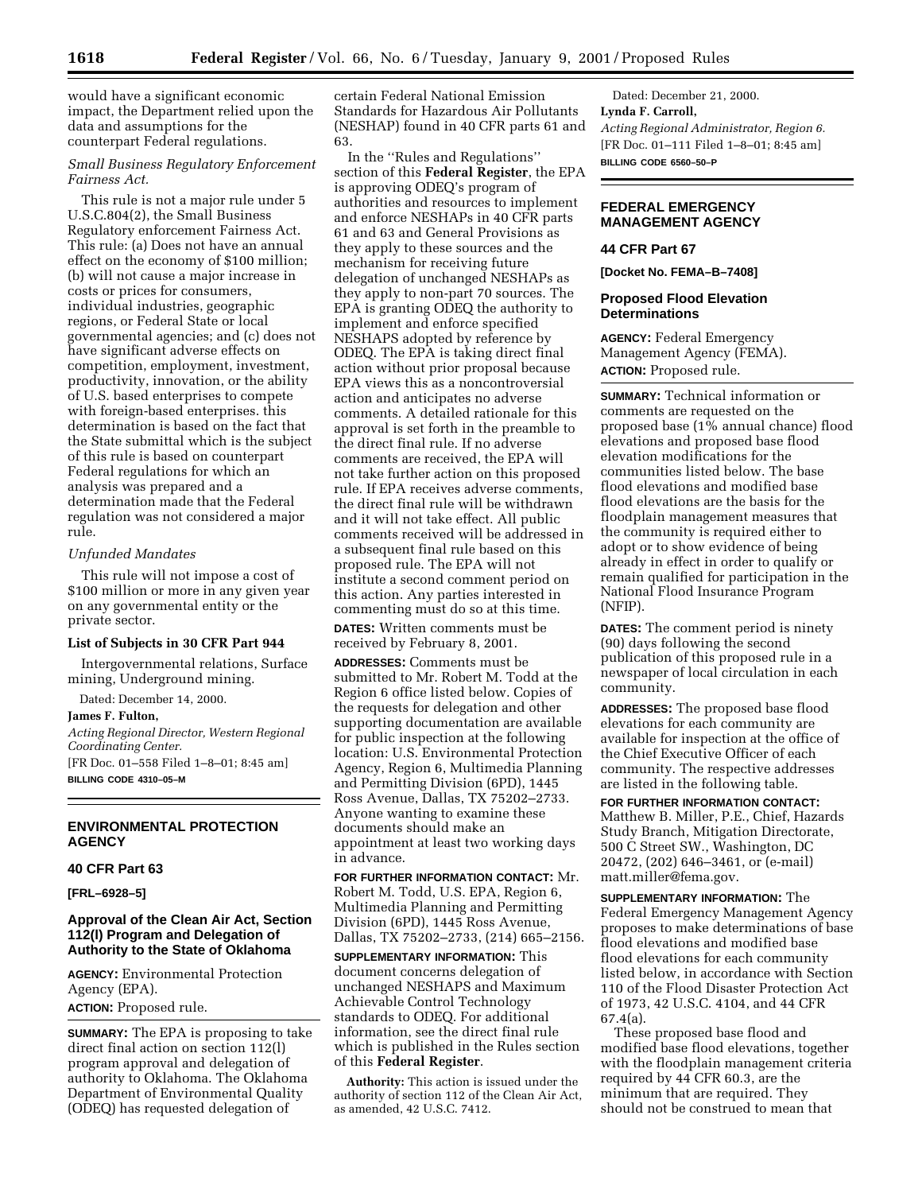would have a significant economic impact, the Department relied upon the data and assumptions for the counterpart Federal regulations.

*Small Business Regulatory Enforcement Fairness Act.*

This rule is not a major rule under 5 U.S.C.804(2), the Small Business Regulatory enforcement Fairness Act. This rule: (a) Does not have an annual effect on the economy of $100 million; (b) will not cause a major increase in costs or prices for consumers, individual industries, geographic regions, or Federal State or local governmental agencies; and (c) does not have significant adverse effects on competition, employment, investment, productivity, innovation, or the ability of U.S. based enterprises to compete with foreign-based enterprises. this determination is based on the fact that the State submittal which is the subject of this rule is based on counterpart Federal regulations for which an analysis was prepared and a determination made that the Federal regulation was not considered a major rule.

*Unfunded Mandates*

This rule will not impose a cost of $100 million or more in any given year on any governmental entity or the private sector.

**List of Subjects in 30 CFR Part 944**

Intergovernmental relations, Surface mining, Underground mining.

Dated: December 14, 2000.

**James F. Fulton,**

*Acting Regional Director, Western Regional Coordinating Center.*

[FR Doc. 01–558 Filed 1–8–01; 8:45 am]

**BILLING CODE 4310–05–M**

---

## ENVIRONMENTAL PROTECTION AGENCY

### 40 CFR Part 63

**[FRL–6928–5]**

### Approval of the Clean Air Act, Section 112(l) Program and Delegation of Authority to the State of Oklahoma

**AGENCY:** Environmental Protection Agency (EPA).

**ACTION:** Proposed rule.

**SUMMARY:** The EPA is proposing to take direct final action on section 112(l) program approval and delegation of authority to Oklahoma. The Oklahoma Department of Environmental Quality (ODEQ) has requested delegation of certain Federal National Emission Standards for Hazardous Air Pollutants (NESHAP) found in 40 CFR parts 61 and 63.

In the ''Rules and Regulations'' section of this **Federal Register**, the EPA is approving ODEQ's program of authorities and resources to implement and enforce NESHAPs in 40 CFR parts 61 and 63 and General Provisions as they apply to these sources and the mechanism for receiving future delegation of unchanged NESHAPs as they apply to non-part 70 sources. The EPA is granting ODEQ the authority to implement and enforce specified NESHAPS adopted by reference by ODEQ. The EPA is taking direct final action without prior proposal because EPA views this as a noncontroversial action and anticipates no adverse comments. A detailed rationale for this approval is set forth in the preamble to the direct final rule. If no adverse comments are received, the EPA will not take further action on this proposed rule. If EPA receives adverse comments, the direct final rule will be withdrawn and it will not take effect. All public comments received will be addressed in a subsequent final rule based on this proposed rule. The EPA will not institute a second comment period on this action. Any parties interested in commenting must do so at this time.

**DATES:** Written comments must be received by February 8, 2001.

**ADDRESSES:** Comments must be submitted to Mr. Robert M. Todd at the Region 6 office listed below. Copies of the requests for delegation and other supporting documentation are available for public inspection at the following location: U.S. Environmental Protection Agency, Region 6, Multimedia Planning and Permitting Division (6PD), 1445 Ross Avenue, Dallas, TX 75202–2733. Anyone wanting to examine these documents should make an appointment at least two working days in advance.

**FOR FURTHER INFORMATION CONTACT:** Mr. Robert M. Todd, U.S. EPA, Region 6, Multimedia Planning and Permitting Division (6PD), 1445 Ross Avenue, Dallas, TX 75202–2733, (214) 665–2156.

**SUPPLEMENTARY INFORMATION:** This document concerns delegation of unchanged NESHAPS and Maximum Achievable Control Technology standards to ODEQ. For additional information, see the direct final rule which is published in the Rules section of this **Federal Register**.

**Authority:** This action is issued under the authority of section 112 of the Clean Air Act, as amended, 42 U.S.C. 7412.

Dated: December 21, 2000.

**Lynda F. Carroll,**

*Acting Regional Administrator, Region 6.*

[FR Doc. 01–111 Filed 1–8–01; 8:45 am]

**BILLING CODE 6560–50–P**

---

## FEDERAL EMERGENCY MANAGEMENT AGENCY

### 44 CFR Part 67

**[Docket No. FEMA–B–7408]**

### Proposed Flood Elevation Determinations

**AGENCY:** Federal Emergency Management Agency (FEMA).

**ACTION:** Proposed rule.

**SUMMARY:** Technical information or comments are requested on the proposed base (1% annual chance) flood elevations and proposed base flood elevation modifications for the communities listed below. The base flood elevations and modified base flood elevations are the basis for the floodplain management measures that the community is required either to adopt or to show evidence of being already in effect in order to qualify or remain qualified for participation in the National Flood Insurance Program (NFIP).

**DATES:** The comment period is ninety (90) days following the second publication of this proposed rule in a newspaper of local circulation in each community.

**ADDRESSES:** The proposed base flood elevations for each community are available for inspection at the office of the Chief Executive Officer of each community. The respective addresses are listed in the following table.

**FOR FURTHER INFORMATION CONTACT:** Matthew B. Miller, P.E., Chief, Hazards Study Branch, Mitigation Directorate, 500 C Street SW., Washington, DC 20472, (202) 646–3461, or (e-mail) matt.miller@fema.gov.

**SUPPLEMENTARY INFORMATION:** The Federal Emergency Management Agency proposes to make determinations of base flood elevations and modified base flood elevations for each community listed below, in accordance with Section 110 of the Flood Disaster Protection Act of 1973, 42 U.S.C. 4104, and 44 CFR 67.4(a).

These proposed base flood and modified base flood elevations, together with the floodplain management criteria required by 44 CFR 60.3, are the minimum that are required. They should not be construed to mean that